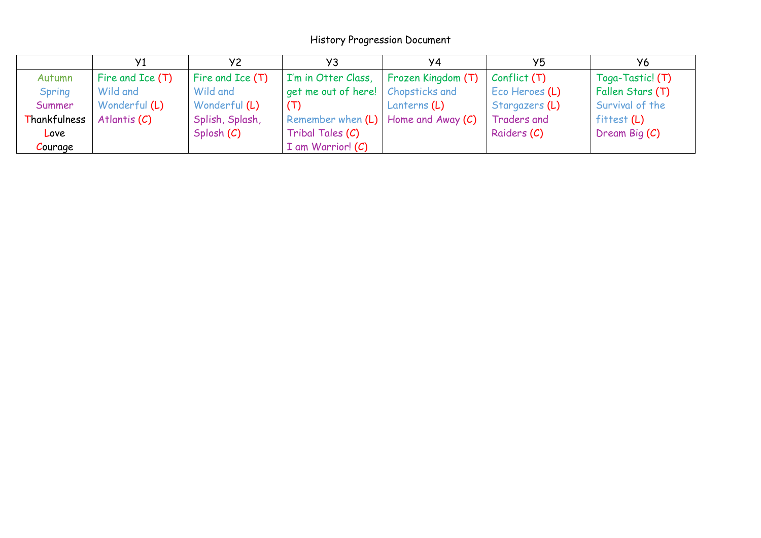# History Progression Document

| | Y1 | Y2 | Y3 | Y4 | Y5 | Y6 |
|---|---|---|---|---|---|---|
| Autumn<br>Spring<br>Summer<br>Thankfulness<br>Love<br>Courage | Fire and Ice (T)<br>Wild and Wonderful (L)<br>Atlantis (C) | Fire and Ice (T)<br>Wild and Wonderful (L)<br>Splish, Splash, Splosh (C) | I'm in Otter Class, get me out of here! (T)<br>Remember when (L)<br>Tribal Tales (C)<br>I am Warrior! (C) | Frozen Kingdom (T)<br>Chopsticks and Lanterns (L)<br>Home and Away (C) | Conflict (T)<br>Eco Heroes (L)<br>Stargazers (L)<br>Traders and Raiders (C) | Toga-Tastic! (T)<br>Fallen Stars (T)<br>Survival of the fittest (L)<br>Dream Big (C) |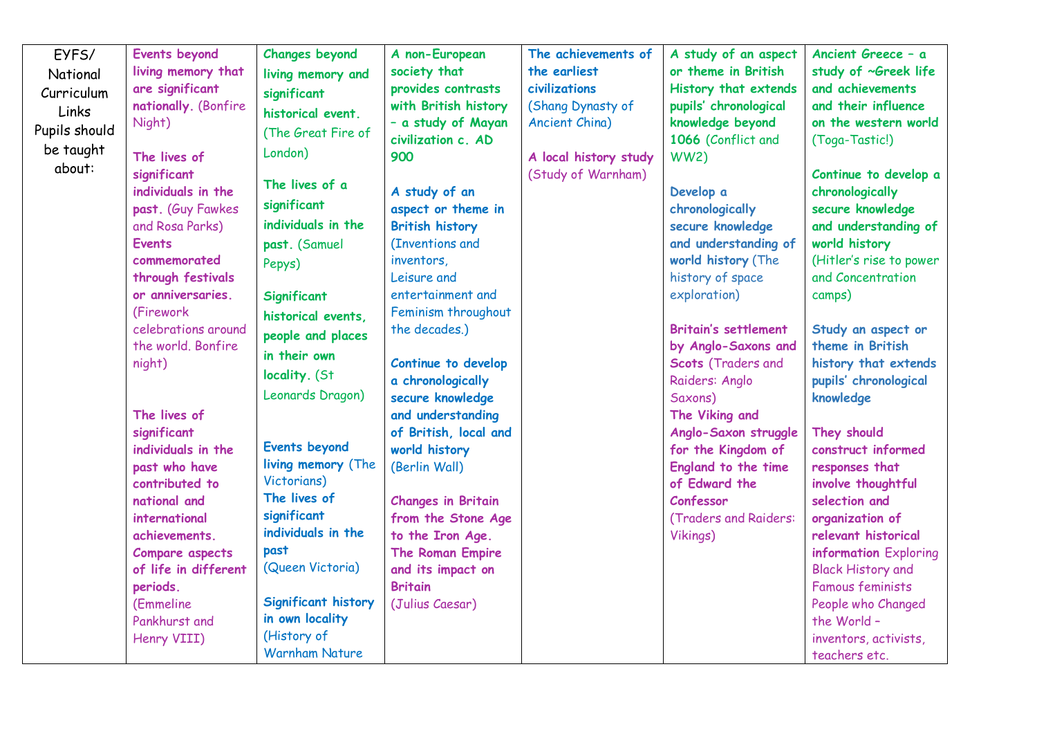| EYFS/ National Curriculum Links Pupils should be taught about: | **Events beyond living memory that are significant nationally.** (Bonfire Night)<br><br>**The lives of significant individuals in the past.** (Guy Fawkes and Rosa Parks)<br>**Events commemorated through festivals or anniversaries.** (Firework celebrations around the world. Bonfire night)<br><br>**The lives of significant individuals in the past who have contributed to national and international achievements. Compare aspects of life in different periods.** (Emmeline Pankhurst and Henry VIII) | **Changes beyond living memory and significant historical event.** (The Great Fire of London)<br><br>**The lives of a significant individuals in the past.** (Samuel Pepys)<br><br>**Significant historical events, people and places in their own locality.** (St Leonards Dragon)<br><br>**Events beyond living memory** (The Victorians)<br>**The lives of significant individuals in the past** (Queen Victoria)<br><br>**Significant history in own locality** (History of Warnham Nature | **A non-European society that provides contrasts with British history – a study of Mayan civilization c. AD 900**<br><br>**A study of an aspect or theme in British history** (Inventions and inventors, Leisure and entertainment and Feminism throughout the decades.)<br><br>**Continue to develop a chronologically secure knowledge and understanding of British, local and world history** (Berlin Wall)<br><br>**Changes in Britain from the Stone Age to the Iron Age. The Roman Empire and its impact on Britain** (Julius Caesar) | **The achievements of the earliest civilizations** (Shang Dynasty of Ancient China)<br><br>**A local history study** (Study of Warnham) | **A study of an aspect or theme in British History that extends pupils' chronological knowledge beyond 1066** (Conflict and WW2)<br><br>**Develop a chronologically secure knowledge and understanding of world history** (The history of space exploration)<br><br>**Britain's settlement by Anglo-Saxons and Scots** (Traders and Raiders: Anglo Saxons)<br>**The Viking and Anglo-Saxon struggle for the Kingdom of England to the time of Edward the Confessor** (Traders and Raiders: Vikings) | **Ancient Greece – a study of ~Greek life and achievements and their influence on the western world** (Toga-Tastic!)<br><br>**Continue to develop a chronologically secure knowledge and understanding of world history** (Hitler's rise to power and Concentration camps)<br><br>**Study an aspect or theme in British history that extends pupils' chronological knowledge**<br><br>**They should construct informed responses that involve thoughtful selection and organization of relevant historical information** Exploring Black History and Famous feminists People who Changed the World – inventors, activists, teachers etc. |
|---|---|---|---|---|---|---|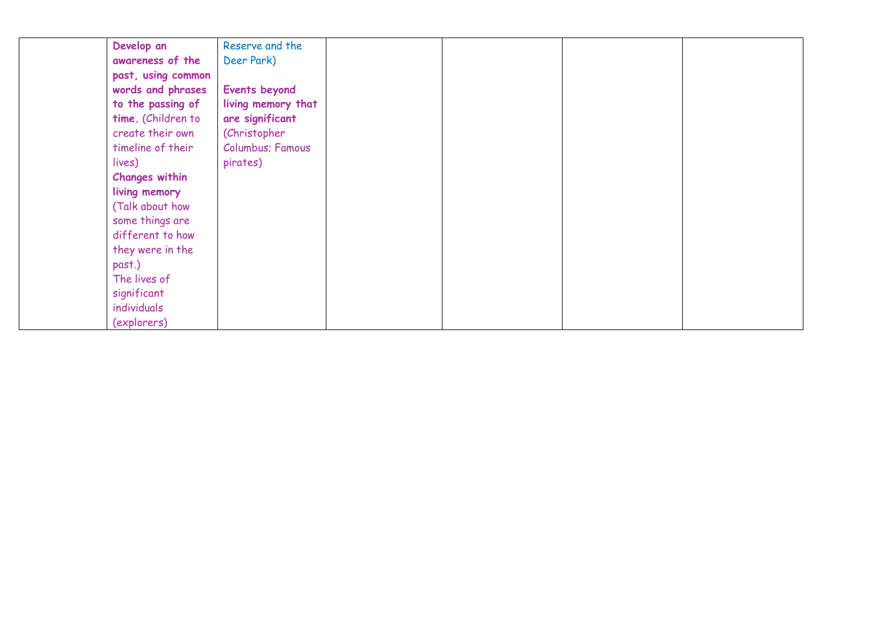|  |  |  |  |  |  |  |
|---|---|---|---|---|---|---|
|  | **Develop an awareness of the past, using common words and phrases to the passing of time.** (Children to create their own timeline of their lives)<br>**Changes within living memory** (Talk about how some things are different to how they were in the past.)<br>The lives of significant individuals (explorers) | Reserve and the Deer Park)<br><br>**Events beyond living memory that are significant** (Christopher Columbus; Famous pirates) |  |  |  |  |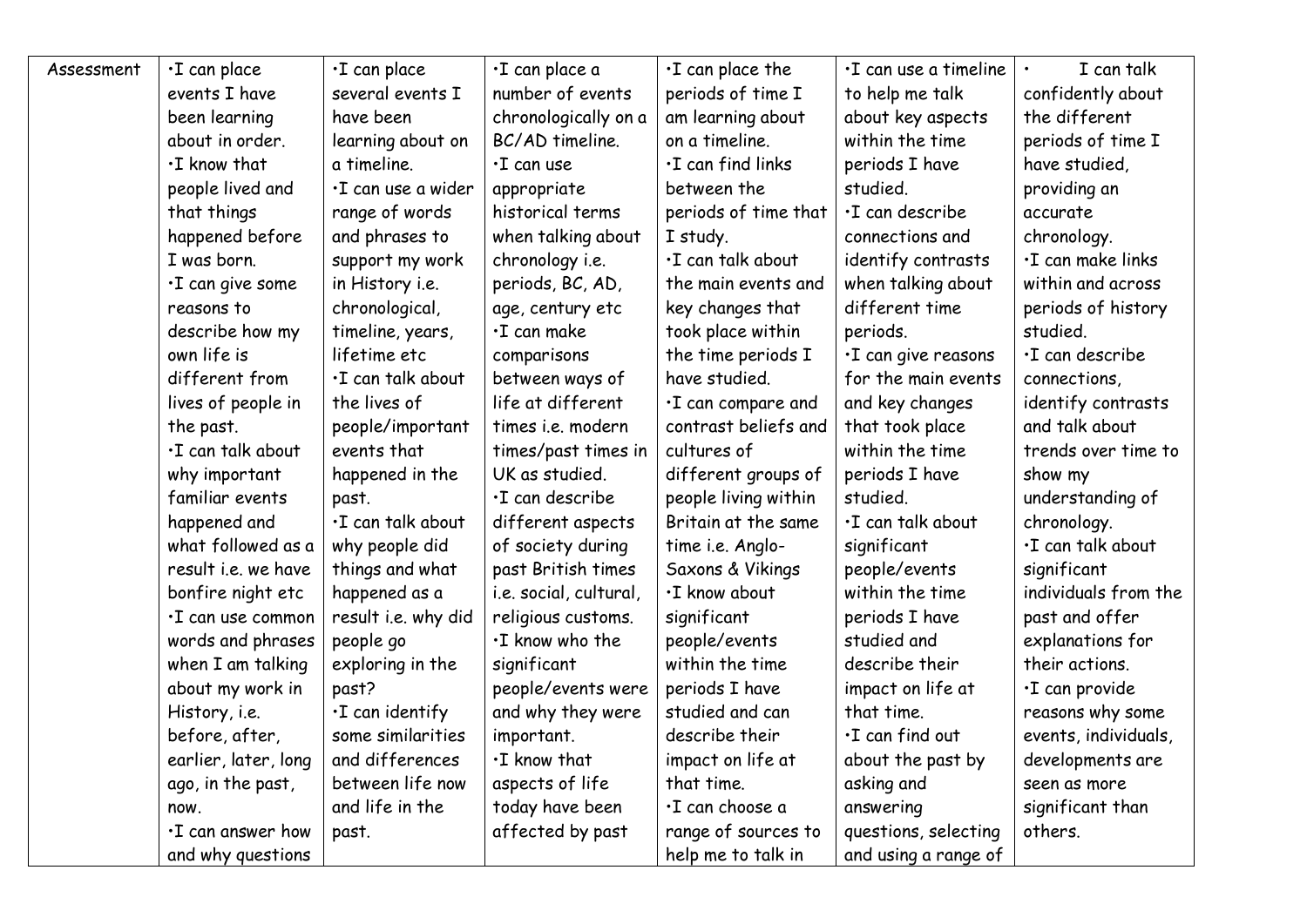| Assessment | •I can place events I have been learning about in order. •I know that people lived and that things happened before I was born. •I can give some reasons to describe how my own life is different from lives of people in the past. •I can talk about why important familiar events happened and what followed as a result i.e. we have bonfire night etc •I can use common words and phrases when I am talking about my work in History, i.e. before, after, earlier, later, long ago, in the past, now. •I can answer how and why questions | •I can place several events I have been learning about on a timeline. •I can use a wider range of words and phrases to support my work in History i.e. chronological, timeline, years, lifetime etc •I can talk about the lives of people/important events that happened in the past. •I can talk about why people did things and what happened as a result i.e. why did people go exploring in the past? •I can identify some similarities and differences between life now and life in the past. | •I can place a number of events chronologically on a BC/AD timeline. •I can use appropriate historical terms when talking about chronology i.e. periods, BC, AD, age, century etc •I can make comparisons between ways of life at different times i.e. modern times/past times in UK as studied. •I can describe different aspects of society during past British times i.e. social, cultural, religious customs. •I know who the significant people/events were and why they were important. •I know that aspects of life today have been affected by past | •I can place the periods of time I am learning about on a timeline. •I can find links between the periods of time that I study. •I can talk about the main events and key changes that took place within the time periods I have studied. •I can compare and contrast beliefs and cultures of different groups of people living within Britain at the same time i.e. Anglo-Saxons & Vikings •I know about significant people/events within the time periods I have studied and can describe their impact on life at that time. •I can choose a range of sources to help me to talk in | •I can use a timeline to help me talk about key aspects within the time periods I have studied. •I can describe connections and identify contrasts when talking about different time periods. •I can give reasons for the main events and key changes that took place within the time periods I have studied. •I can talk about significant people/events within the time periods I have studied and describe their impact on life at that time. •I can find out about the past by asking and answering questions, selecting and using a range of | • I can talk confidently about the different periods of time I have studied, providing an accurate chronology. •I can make links within and across periods of history studied. •I can describe connections, identify contrasts and talk about trends over time to show my understanding of chronology. •I can talk about significant individuals from the past and offer explanations for their actions. •I can provide reasons why some events, individuals, developments are seen as more significant than others. |
|---|---|---|---|---|---|---|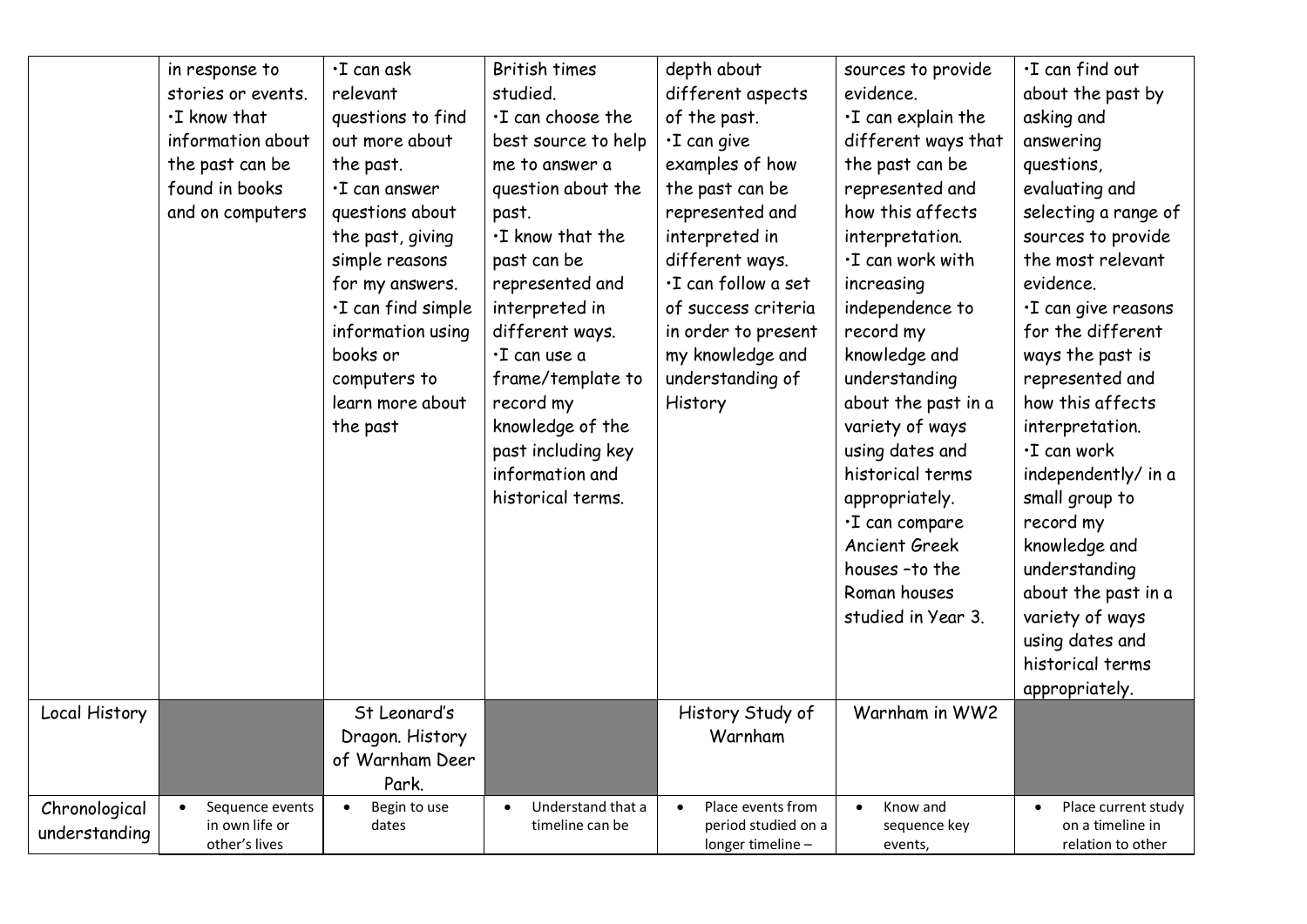| | | | | | | |
|---|---|---|---|---|---|---|
| | in response to stories or events.<br>•I know that information about the past can be found in books and on computers | •I can ask relevant questions to find out more about the past.<br>•I can answer questions about the past, giving simple reasons for my answers.<br>•I can find simple information using books or computers to learn more about the past | British times studied.<br>•I can choose the best source to help me to answer a question about the past.<br>•I know that the past can be represented and interpreted in different ways.<br>•I can use a frame/template to record my knowledge of the past including key information and historical terms. | depth about different aspects of the past.<br>•I can give examples of how the past can be represented and interpreted in different ways.<br>•I can follow a set of success criteria in order to present my knowledge and understanding of History | sources to provide evidence.<br>•I can explain the different ways that the past can be represented and how this affects interpretation.<br>•I can work with increasing independence to record my knowledge and understanding about the past in a variety of ways using dates and historical terms appropriately.<br>•I can compare Ancient Greek houses –to the Roman houses studied in Year 3. | •I can find out about the past by asking and answering questions, evaluating and selecting a range of sources to provide the most relevant evidence.<br>•I can give reasons for the different ways the past is represented and how this affects interpretation.<br>•I can work independently/ in a small group to record my knowledge and understanding about the past in a variety of ways using dates and historical terms appropriately. |
| Local History | | St Leonard's Dragon. History of Warnham Deer Park. | | History Study of Warnham | Warnham in WW2 | |
| Chronological understanding | • Sequence events in own life or other's lives | • Begin to use dates | • Understand that a timeline can be | • Place events from period studied on a longer timeline – | • Know and sequence key events, | • Place current study on a timeline in relation to other |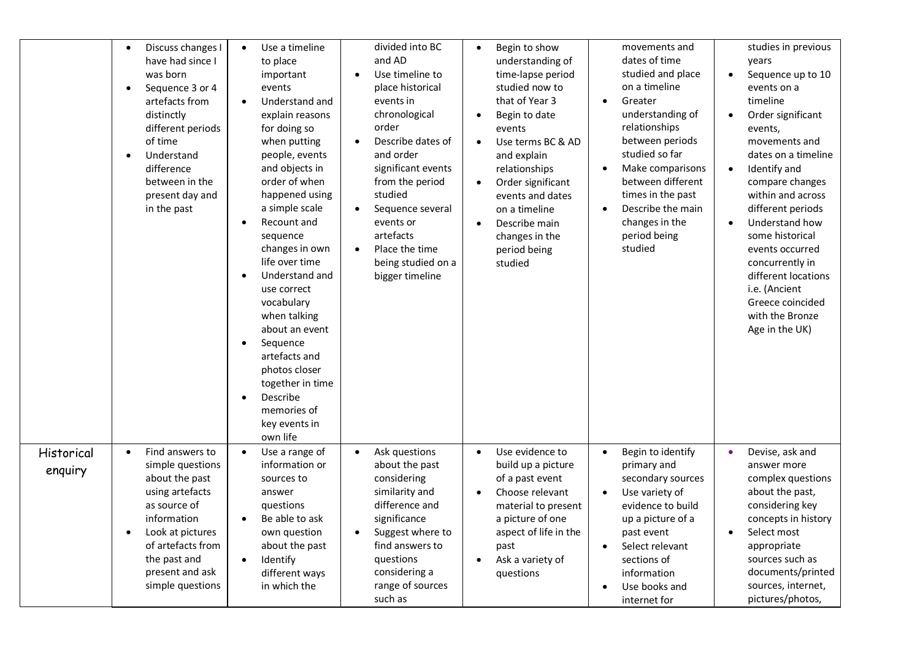| | | | | | | |
|---|---|---|---|---|---|---|
| | • Discuss changes I have had since I was born<br>• Sequence 3 or 4 artefacts from distinctly different periods of time<br>• Understand difference between in the present day and in the past | • Use a timeline to place important events<br>• Understand and explain reasons for doing so when putting people, events and objects in order of when happened using a simple scale<br>• Recount and sequence changes in own life over time<br>• Understand and use correct vocabulary when talking about an event<br>• Sequence artefacts and photos closer together in time<br>• Describe memories of key events in own life | divided into BC and AD<br>• Use timeline to place historical events in chronological order<br>• Describe dates of and order significant events from the period studied<br>• Sequence several events or artefacts<br>• Place the time being studied on a bigger timeline | • Begin to show understanding of time-lapse period studied now to that of Year 3<br>• Begin to date events<br>• Use terms BC & AD and explain relationships<br>• Order significant events and dates on a timeline<br>• Describe main changes in the period being studied | movements and dates of time studied and place on a timeline<br>• Greater understanding of relationships between periods studied so far<br>• Make comparisons between different times in the past<br>• Describe the main changes in the period being studied | studies in previous years<br>• Sequence up to 10 events on a timeline<br>• Order significant events, movements and dates on a timeline<br>• Identify and compare changes within and across different periods<br>• Understand how some historical events occurred concurrently in different locations i.e. (Ancient Greece coincided with the Bronze Age in the UK) |
| Historical enquiry | • Find answers to simple questions about the past using artefacts as source of information<br>• Look at pictures of artefacts from the past and present and ask simple questions | • Use a range of information or sources to answer questions<br>• Be able to ask own question about the past<br>• Identify different ways in which the | • Ask questions about the past considering similarity and difference and significance<br>• Suggest where to find answers to questions considering a range of sources such as | • Use evidence to build up a picture of a past event<br>• Choose relevant material to present a picture of one aspect of life in the past<br>• Ask a variety of questions | • Begin to identify primary and secondary sources<br>• Use variety of evidence to build up a picture of a past event<br>• Select relevant sections of information<br>• Use books and internet for | • Devise, ask and answer more complex questions about the past, considering key concepts in history<br>• Select most appropriate sources such as documents/printed sources, internet, pictures/photos, |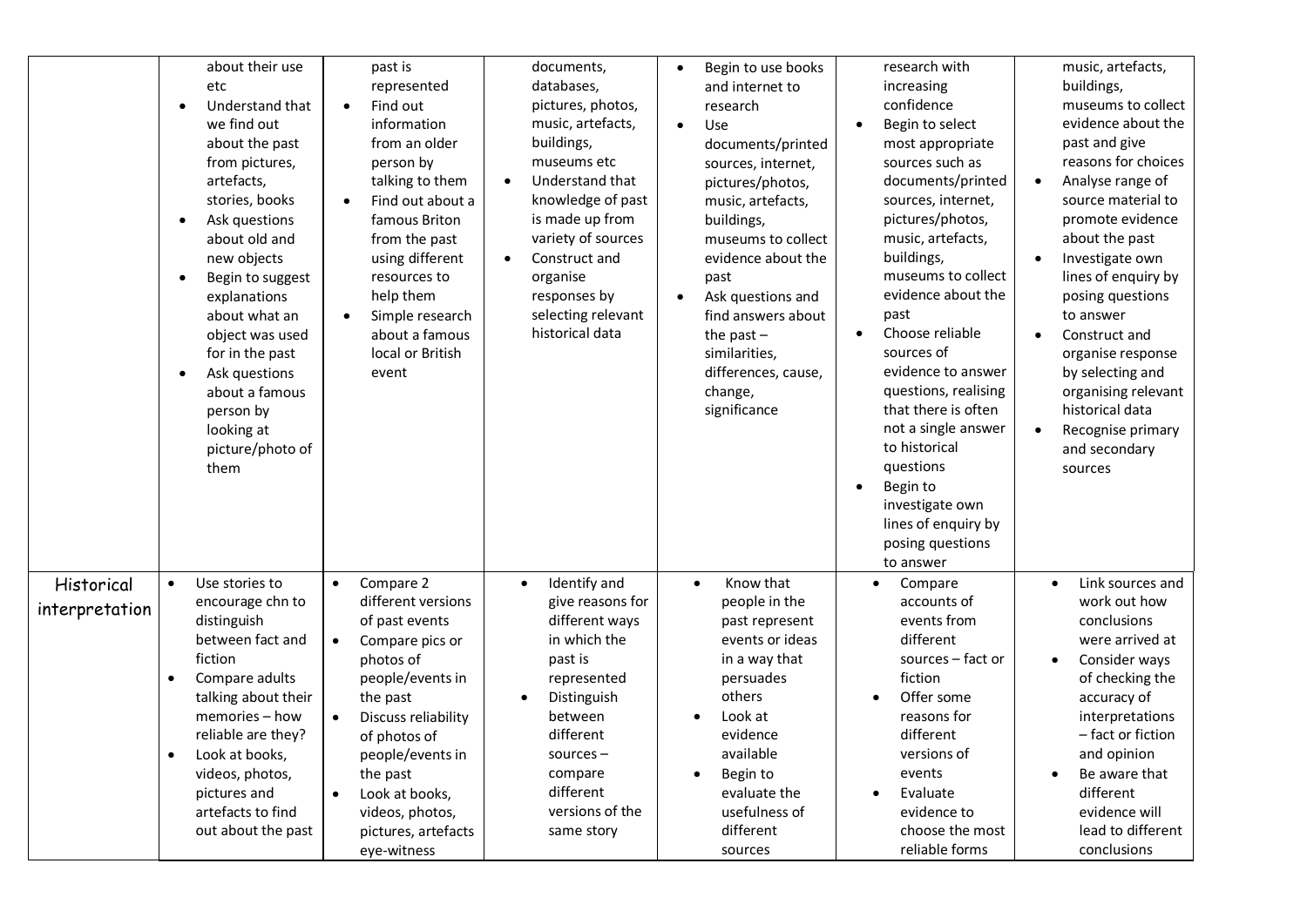| | | | | | | |
|---|---|---|---|---|---|---|
| | about their use etc<br>• Understand that we find out about the past from pictures, artefacts, stories, books<br>• Ask questions about old and new objects<br>• Begin to suggest explanations about what an object was used for in the past<br>• Ask questions about a famous person by looking at picture/photo of them | past is represented<br>• Find out information from an older person by talking to them<br>• Find out about a famous Briton from the past using different resources to help them<br>• Simple research about a famous local or British event | documents, databases, pictures, photos, music, artefacts, buildings, museums etc<br>• Understand that knowledge of past is made up from variety of sources<br>• Construct and organise responses by selecting relevant historical data | • Begin to use books and internet to research<br>• Use documents/printed sources, internet, pictures/photos, music, artefacts, buildings, museums to collect evidence about the past<br>• Ask questions and find answers about the past – similarities, differences, cause, change, significance | research with increasing confidence<br>• Begin to select most appropriate sources such as documents/printed sources, internet, pictures/photos, music, artefacts, buildings, museums to collect evidence about the past<br>• Choose reliable sources of evidence to answer questions, realising that there is often not a single answer to historical questions<br>• Begin to investigate own lines of enquiry by posing questions to answer | music, artefacts, buildings, museums to collect evidence about the past and give reasons for choices<br>• Analyse range of source material to promote evidence about the past<br>• Investigate own lines of enquiry by posing questions to answer<br>• Construct and organise response by selecting and organising relevant historical data<br>• Recognise primary and secondary sources |
| Historical interpretation | • Use stories to encourage chn to distinguish between fact and fiction<br>• Compare adults talking about their memories – how reliable are they?<br>• Look at books, videos, photos, pictures and artefacts to find out about the past | • Compare 2 different versions of past events<br>• Compare pics or photos of people/events in the past<br>• Discuss reliability of photos of people/events in the past<br>• Look at books, videos, photos, pictures, artefacts eye-witness | • Identify and give reasons for different ways in which the past is represented<br>• Distinguish between different sources – compare different versions of the same story | • Know that people in the past represent events or ideas in a way that persuades others<br>• Look at evidence available<br>• Begin to evaluate the usefulness of different sources | • Compare accounts of events from different sources – fact or fiction<br>• Offer some reasons for different versions of events<br>• Evaluate evidence to choose the most reliable forms | • Link sources and work out how conclusions were arrived at<br>• Consider ways of checking the accuracy of interpretations – fact or fiction and opinion<br>• Be aware that different evidence will lead to different conclusions |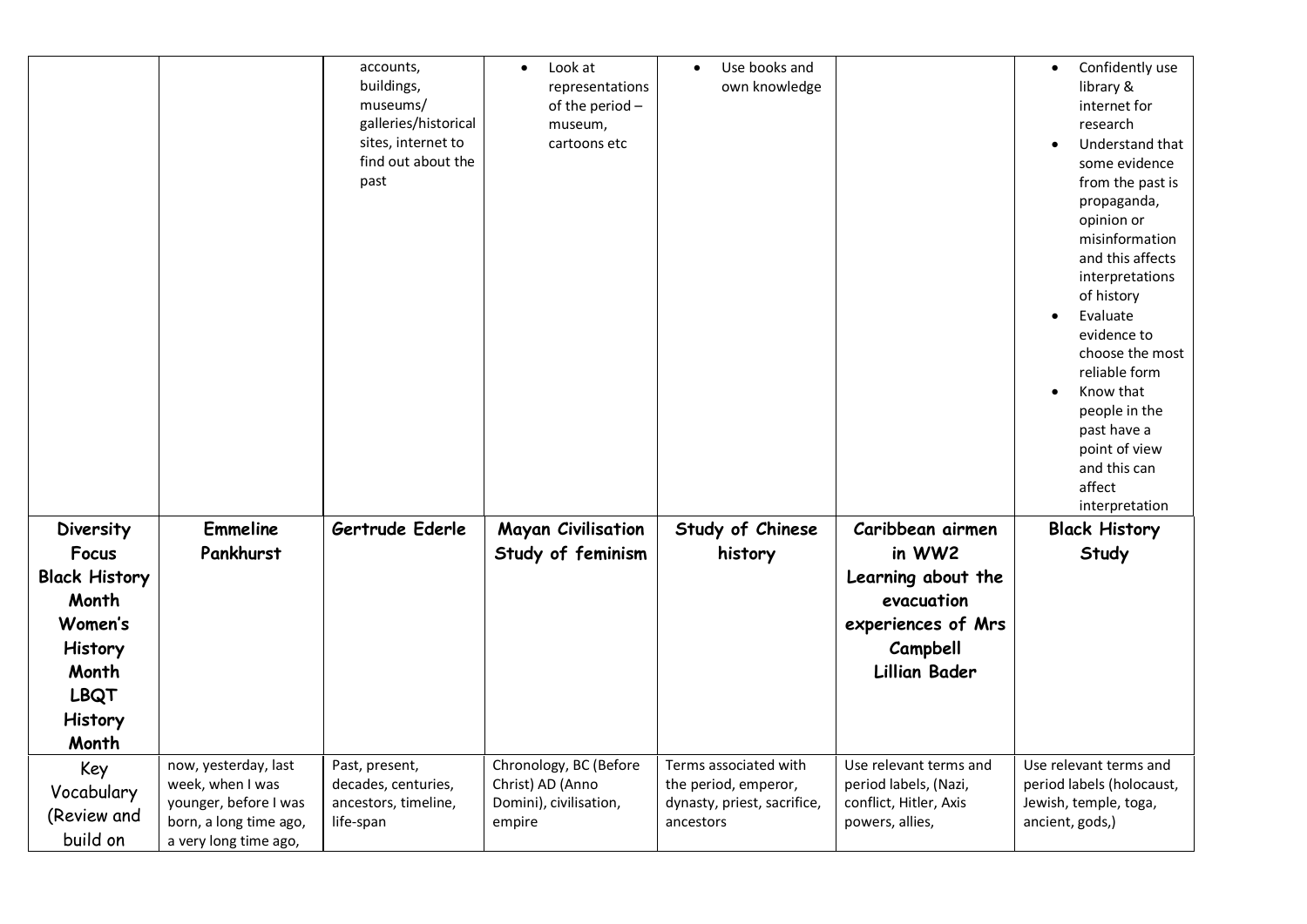| | | | | | | |
|---|---|---|---|---|---|---|
| | | accounts, buildings, museums/ galleries/historical sites, internet to find out about the past | • Look at representations of the period – museum, cartoons etc | • Use books and own knowledge | | • Confidently use library & internet for research<br>• Understand that some evidence from the past is propaganda, opinion or misinformation and this affects interpretations of history<br>• Evaluate evidence to choose the most reliable form<br>• Know that people in the past have a point of view and this can affect interpretation |
| **Diversity Focus Black History Month Women's History Month LBQT History Month** | **Emmeline Pankhurst** | **Gertrude Ederle** | **Mayan Civilisation Study of feminism** | **Study of Chinese history** | **Caribbean airmen in WW2 Learning about the evacuation experiences of Mrs Campbell Lillian Bader** | **Black History Study** |
| Key Vocabulary (Review and build on | now, yesterday, last week, when I was younger, before I was born, a long time ago, a very long time ago, | Past, present, decades, centuries, ancestors, timeline, life-span | Chronology, BC (Before Christ) AD (Anno Domini), civilisation, empire | Terms associated with the period, emperor, dynasty, priest, sacrifice, ancestors | Use relevant terms and period labels, (Nazi, conflict, Hitler, Axis powers, allies, | Use relevant terms and period labels (holocaust, Jewish, temple, toga, ancient, gods,) |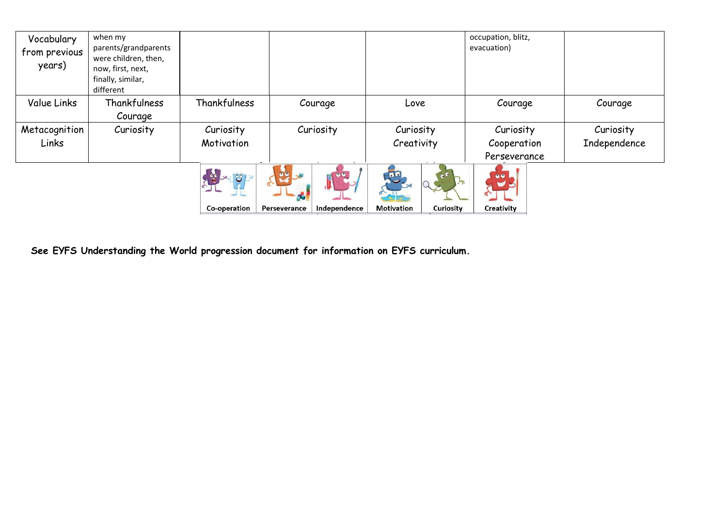| | | | | | | |
|---|---|---|---|---|---|---|
| Vocabulary from previous years) | when my parents/grandparents were children, then, now, first, next, finally, similar, different | | | | occupation, blitz, evacuation) | |
| Value Links | Thankfulness Courage | Thankfulness | Courage | Love | Courage | Courage |
| Metacognition Links | Curiosity | Curiosity Motivation | Curiosity | Curiosity Creativity | Curiosity Cooperation Perseverance | Curiosity Independence |

Co-operation | Perseverance | Independence | Motivation | Curiosity | Creativity

**See EYFS Understanding the World progression document for information on EYFS curriculum.**